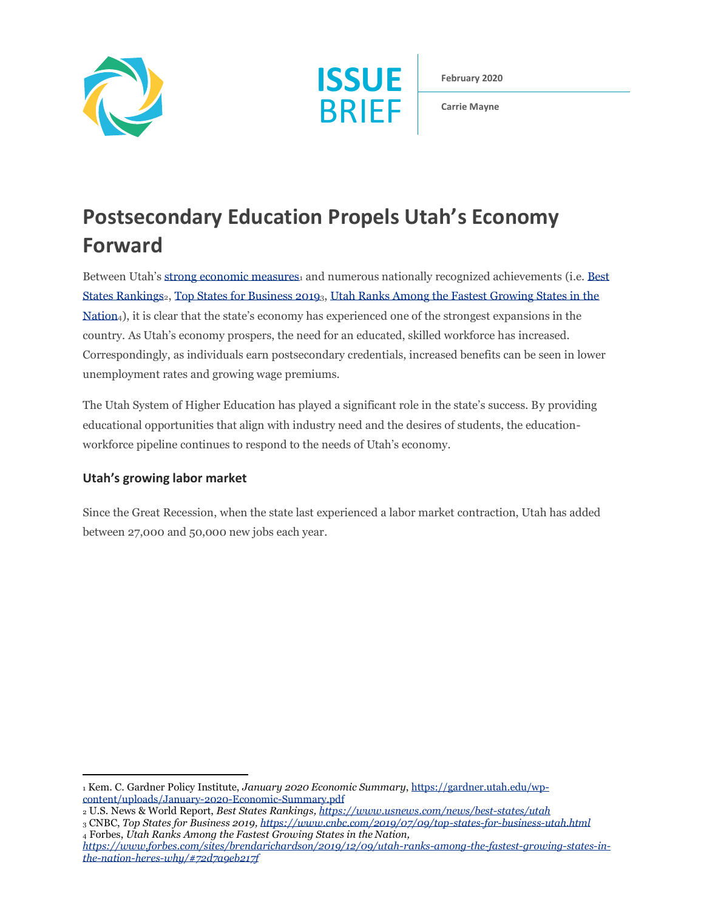**ISSUE BRIEF**

**February 2020**

**Carrie Mayne**

# Postsecondary Education Propels Utah's Economy Forward

Between Utah's [strong economic measures][1] and numerous nationally recognized achievements (i.e. [Best States Rankings][2], [Top States for Business 2019][3], [Utah Ranks Among the Fastest Growing States in the Nation][4]), it is clear that the state's economy has experienced one of the strongest expansions in the country. As Utah's economy prospers, the need for an educated, skilled workforce has increased. Correspondingly, as individuals earn postsecondary credentials, increased benefits can be seen in lower unemployment rates and growing wage premiums.

The Utah System of Higher Education has played a significant role in the state's success. By providing educational opportunities that align with industry need and the desires of students, the education-workforce pipeline continues to respond to the needs of Utah's economy.

### Utah's growing labor market

Since the Great Recession, when the state last experienced a labor market contraction, Utah has added between 27,000 and 50,000 new jobs each year.

---

[1] Kem. C. Gardner Policy Institute, *January 2020 Economic Summary*, https://gardner.utah.edu/wp-content/uploads/January-2020-Economic-Summary.pdf

[2] U.S. News & World Report, *Best States Rankings, https://www.usnews.com/news/best-states/utah*

[3] CNBC, *Top States for Business 2019, https://www.cnbc.com/2019/07/09/top-states-for-business-utah.html*

[4] Forbes, *Utah Ranks Among the Fastest Growing States in the Nation, https://www.forbes.com/sites/brendarichardson/2019/12/09/utah-ranks-among-the-fastest-growing-states-in-the-nation-heres-why/#72d7a9eb217f*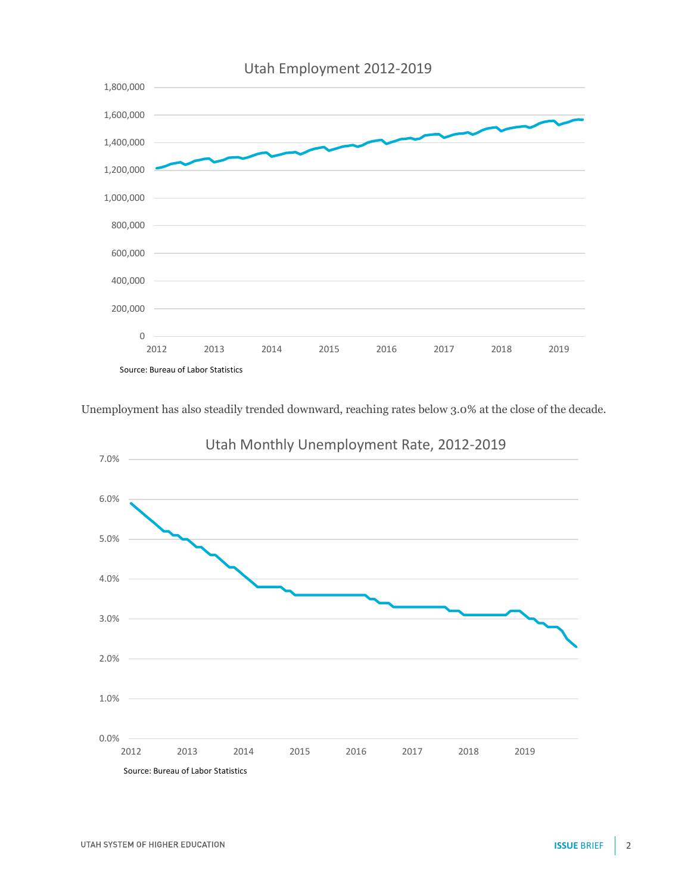Utah Employment 2012-2019

Source: Bureau of Labor Statistics

Unemployment has also steadily trended downward, reaching rates below 3.0% at the close of the decade.

Utah Monthly Unemployment Rate, 2012-2019

Source: Bureau of Labor Statistics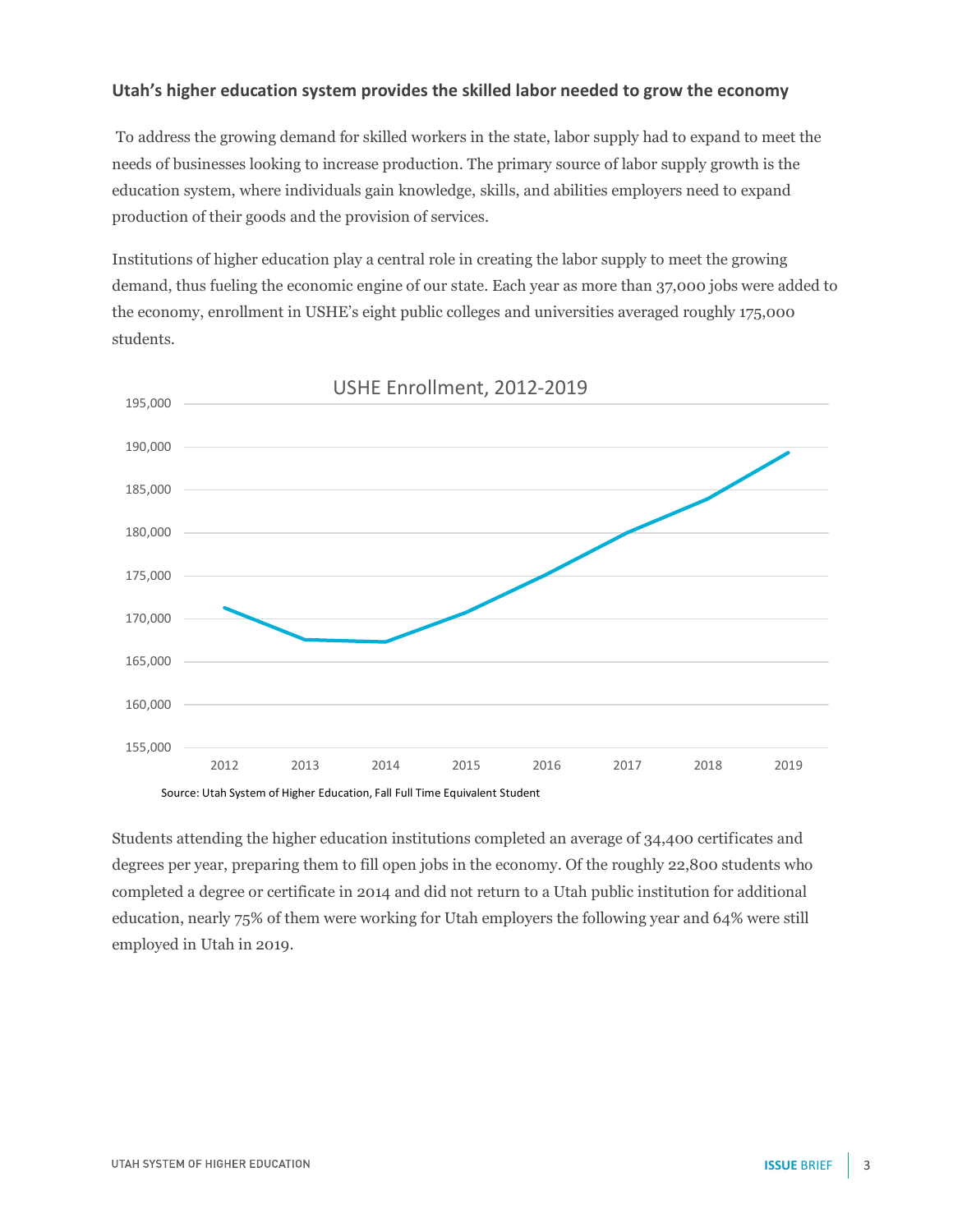### Utah's higher education system provides the skilled labor needed to grow the economy

To address the growing demand for skilled workers in the state, labor supply had to expand to meet the needs of businesses looking to increase production. The primary source of labor supply growth is the education system, where individuals gain knowledge, skills, and abilities employers need to expand production of their goods and the provision of services.

Institutions of higher education play a central role in creating the labor supply to meet the growing demand, thus fueling the economic engine of our state. Each year as more than 37,000 jobs were added to the economy, enrollment in USHE's eight public colleges and universities averaged roughly 175,000 students.

USHE Enrollment, 2012-2019

Source: Utah System of Higher Education, Fall Full Time Equivalent Student

Students attending the higher education institutions completed an average of 34,400 certificates and degrees per year, preparing them to fill open jobs in the economy. Of the roughly 22,800 students who completed a degree or certificate in 2014 and did not return to a Utah public institution for additional education, nearly 75% of them were working for Utah employers the following year and 64% were still employed in Utah in 2019.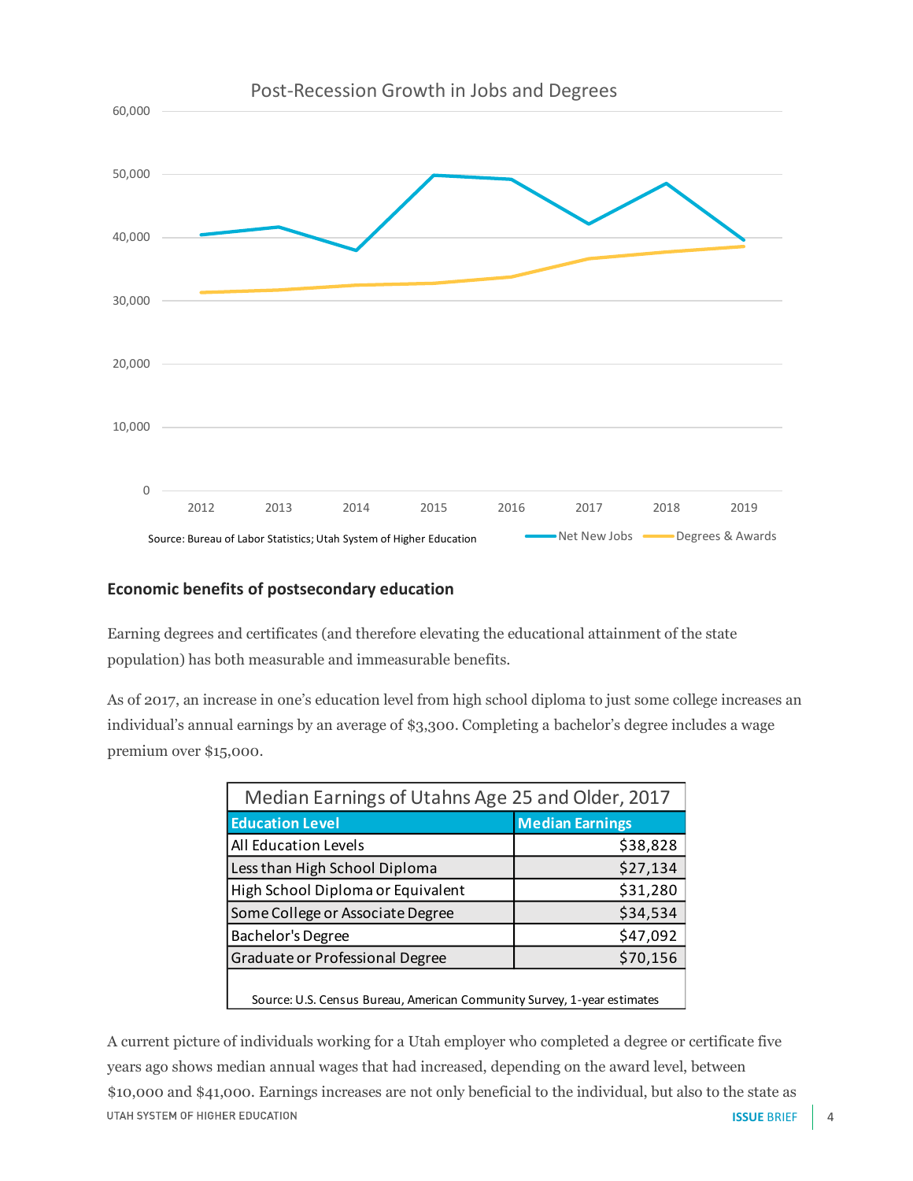Post-Recession Growth in Jobs and Degrees

Source: Bureau of Labor Statistics; Utah System of Higher Education

Net New Jobs — Degrees & Awards

### Economic benefits of postsecondary education

Earning degrees and certificates (and therefore elevating the educational attainment of the state population) has both measurable and immeasurable benefits.

As of 2017, an increase in one's education level from high school diploma to just some college increases an individual's annual earnings by an average of $3,300. Completing a bachelor's degree includes a wage premium over $15,000.

**Median Earnings of Utahns Age 25 and Older, 2017**

| Education Level | Median Earnings |
|---|---:|
| All Education Levels | $38,828 |
| Less than High School Diploma | $27,134 |
| High School Diploma or Equivalent | $31,280 |
| Some College or Associate Degree | $34,534 |
| Bachelor's Degree | $47,092 |
| Graduate or Professional Degree | $70,156 |

Source: U.S. Census Bureau, American Community Survey, 1-year estimates

A current picture of individuals working for a Utah employer who completed a degree or certificate five years ago shows median annual wages that had increased, depending on the award level, between $10,000 and $41,000. Earnings increases are not only beneficial to the individual, but also to the state as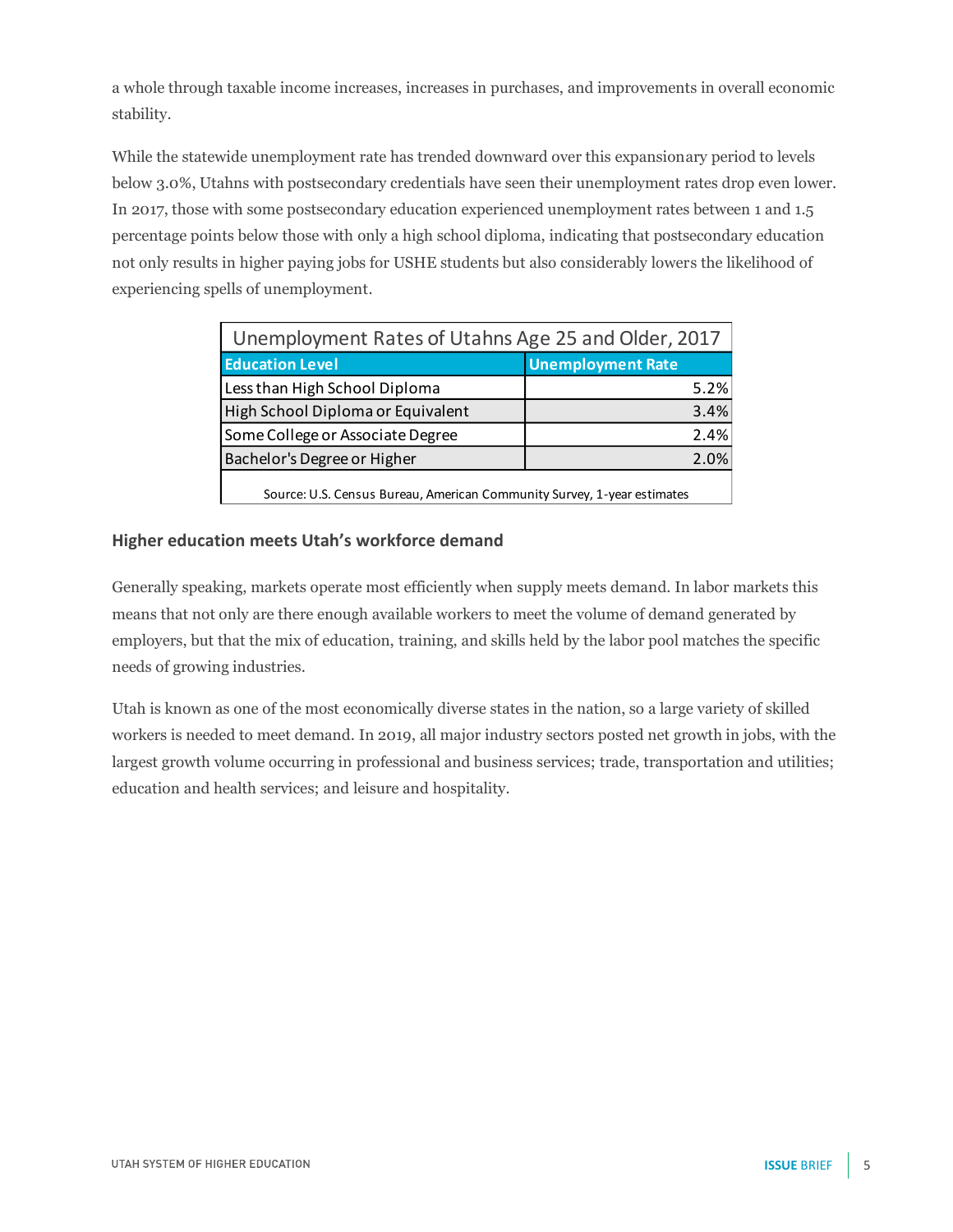a whole through taxable income increases, increases in purchases, and improvements in overall economic stability.

While the statewide unemployment rate has trended downward over this expansionary period to levels below 3.0%, Utahns with postsecondary credentials have seen their unemployment rates drop even lower. In 2017, those with some postsecondary education experienced unemployment rates between 1 and 1.5 percentage points below those with only a high school diploma, indicating that postsecondary education not only results in higher paying jobs for USHE students but also considerably lowers the likelihood of experiencing spells of unemployment.

| Unemployment Rates of Utahns Age 25 and Older, 2017 | |
|---|---|
| **Education Level** | **Unemployment Rate** |
| Less than High School Diploma | 5.2% |
| High School Diploma or Equivalent | 3.4% |
| Some College or Associate Degree | 2.4% |
| Bachelor's Degree or Higher | 2.0% |

Source: U.S. Census Bureau, American Community Survey, 1-year estimates

### Higher education meets Utah's workforce demand

Generally speaking, markets operate most efficiently when supply meets demand. In labor markets this means that not only are there enough available workers to meet the volume of demand generated by employers, but that the mix of education, training, and skills held by the labor pool matches the specific needs of growing industries.

Utah is known as one of the most economically diverse states in the nation, so a large variety of skilled workers is needed to meet demand. In 2019, all major industry sectors posted net growth in jobs, with the largest growth volume occurring in professional and business services; trade, transportation and utilities; education and health services; and leisure and hospitality.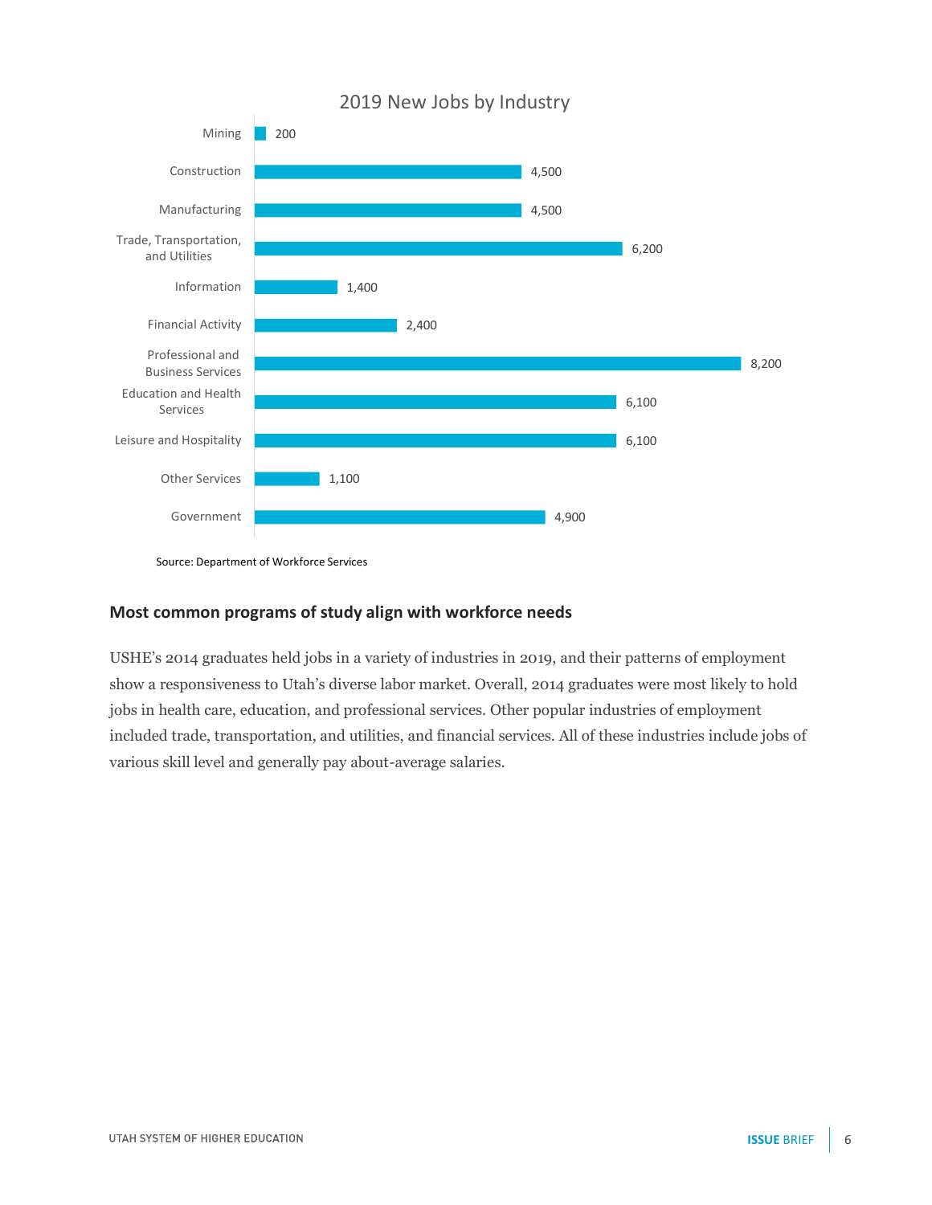2019 New Jobs by Industry

| Industry | New Jobs |
| --- | --- |
| Mining | 200 |
| Construction | 4,500 |
| Manufacturing | 4,500 |
| Trade, Transportation, and Utilities | 6,200 |
| Information | 1,400 |
| Financial Activity | 2,400 |
| Professional and Business Services | 8,200 |
| Education and Health Services | 6,100 |
| Leisure and Hospitality | 6,100 |
| Other Services | 1,100 |
| Government | 4,900 |

Source: Department of Workforce Services

### Most common programs of study align with workforce needs

USHE's 2014 graduates held jobs in a variety of industries in 2019, and their patterns of employment show a responsiveness to Utah's diverse labor market. Overall, 2014 graduates were most likely to hold jobs in health care, education, and professional services. Other popular industries of employment included trade, transportation, and utilities, and financial services. All of these industries include jobs of various skill level and generally pay about-average salaries.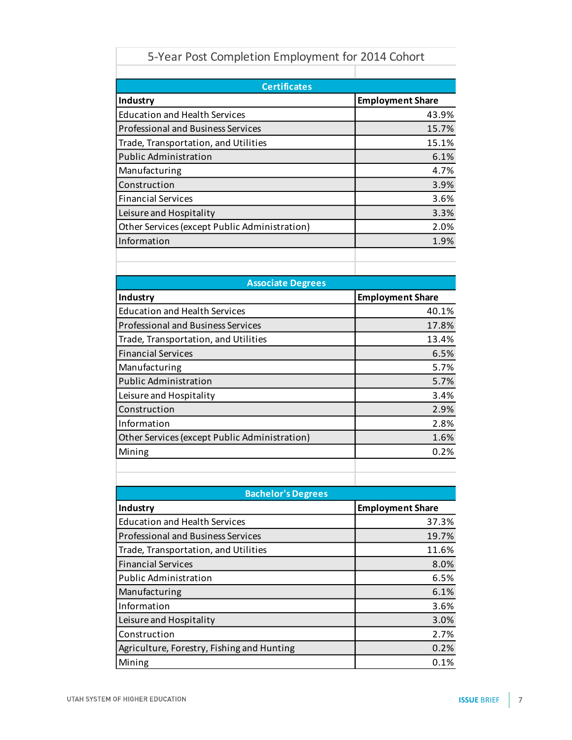## 5-Year Post Completion Employment for 2014 Cohort

### Certificates

| Industry | Employment Share |
|---|---|
| Education and Health Services | 43.9% |
| Professional and Business Services | 15.7% |
| Trade, Transportation, and Utilities | 15.1% |
| Public Administration | 6.1% |
| Manufacturing | 4.7% |
| Construction | 3.9% |
| Financial Services | 3.6% |
| Leisure and Hospitality | 3.3% |
| Other Services (except Public Administration) | 2.0% |
| Information | 1.9% |

### Associate Degrees

| Industry | Employment Share |
|---|---|
| Education and Health Services | 40.1% |
| Professional and Business Services | 17.8% |
| Trade, Transportation, and Utilities | 13.4% |
| Financial Services | 6.5% |
| Manufacturing | 5.7% |
| Public Administration | 5.7% |
| Leisure and Hospitality | 3.4% |
| Construction | 2.9% |
| Information | 2.8% |
| Other Services (except Public Administration) | 1.6% |
| Mining | 0.2% |

### Bachelor's Degrees

| Industry | Employment Share |
|---|---|
| Education and Health Services | 37.3% |
| Professional and Business Services | 19.7% |
| Trade, Transportation, and Utilities | 11.6% |
| Financial Services | 8.0% |
| Public Administration | 6.5% |
| Manufacturing | 6.1% |
| Information | 3.6% |
| Leisure and Hospitality | 3.0% |
| Construction | 2.7% |
| Agriculture, Forestry, Fishing and Hunting | 0.2% |
| Mining | 0.1% |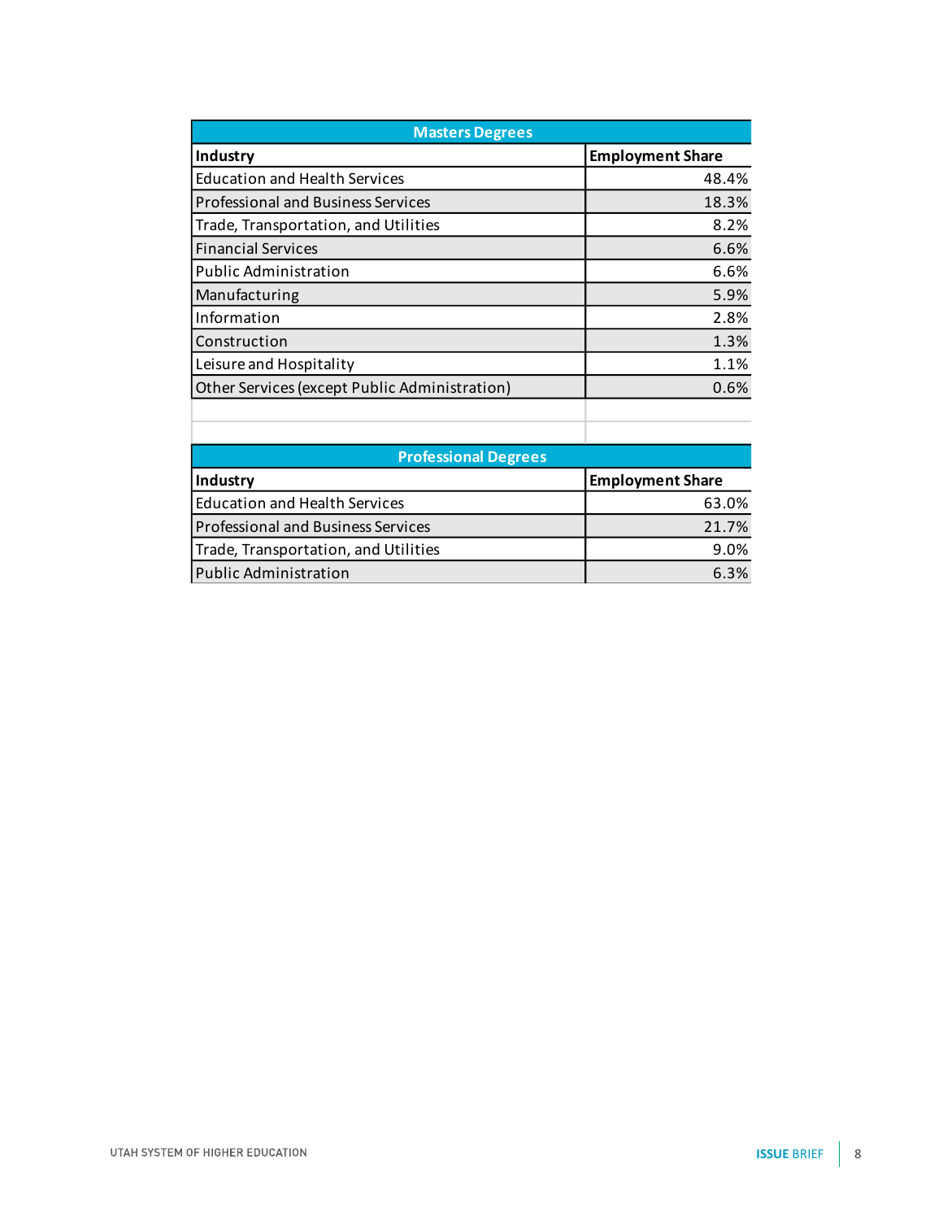| Masters Degrees | |
|---|---|
| **Industry** | **Employment Share** |
| Education and Health Services | 48.4% |
| Professional and Business Services | 18.3% |
| Trade, Transportation, and Utilities | 8.2% |
| Financial Services | 6.6% |
| Public Administration | 6.6% |
| Manufacturing | 5.9% |
| Information | 2.8% |
| Construction | 1.3% |
| Leisure and Hospitality | 1.1% |
| Other Services (except Public Administration) | 0.6% |

| Professional Degrees | |
|---|---|
| **Industry** | **Employment Share** |
| Education and Health Services | 63.0% |
| Professional and Business Services | 21.7% |
| Trade, Transportation, and Utilities | 9.0% |
| Public Administration | 6.3% |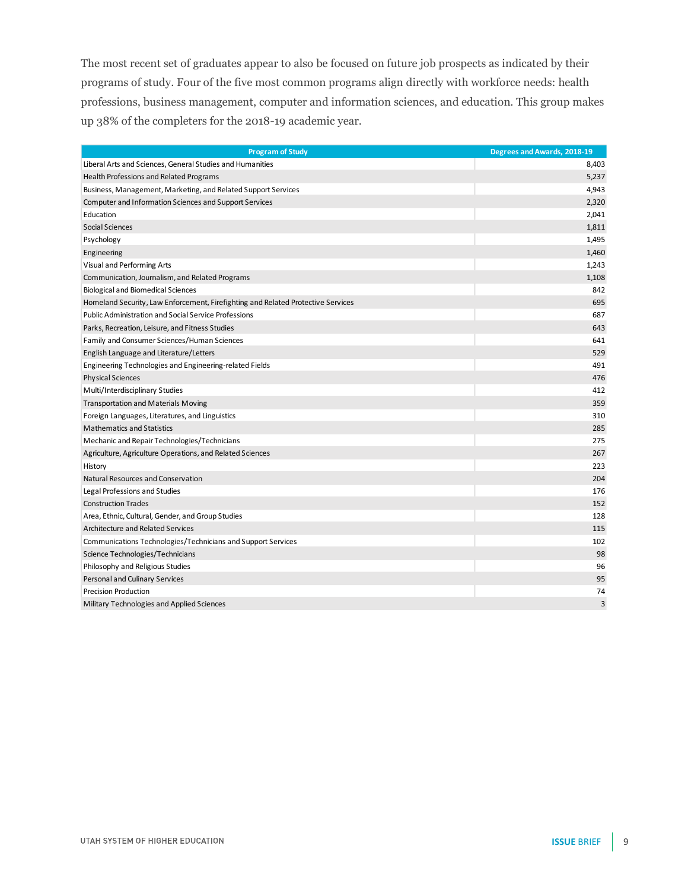The most recent set of graduates appear to also be focused on future job prospects as indicated by their programs of study. Four of the five most common programs align directly with workforce needs: health professions, business management, computer and information sciences, and education. This group makes up 38% of the completers for the 2018-19 academic year.

| Program of Study | Degrees and Awards, 2018-19 |
|---|---|
| Liberal Arts and Sciences, General Studies and Humanities | 8,403 |
| Health Professions and Related Programs | 5,237 |
| Business, Management, Marketing, and Related Support Services | 4,943 |
| Computer and Information Sciences and Support Services | 2,320 |
| Education | 2,041 |
| Social Sciences | 1,811 |
| Psychology | 1,495 |
| Engineering | 1,460 |
| Visual and Performing Arts | 1,243 |
| Communication, Journalism, and Related Programs | 1,108 |
| Biological and Biomedical Sciences | 842 |
| Homeland Security, Law Enforcement, Firefighting and Related Protective Services | 695 |
| Public Administration and Social Service Professions | 687 |
| Parks, Recreation, Leisure, and Fitness Studies | 643 |
| Family and Consumer Sciences/Human Sciences | 641 |
| English Language and Literature/Letters | 529 |
| Engineering Technologies and Engineering-related Fields | 491 |
| Physical Sciences | 476 |
| Multi/Interdisciplinary Studies | 412 |
| Transportation and Materials Moving | 359 |
| Foreign Languages, Literatures, and Linguistics | 310 |
| Mathematics and Statistics | 285 |
| Mechanic and Repair Technologies/Technicians | 275 |
| Agriculture, Agriculture Operations, and Related Sciences | 267 |
| History | 223 |
| Natural Resources and Conservation | 204 |
| Legal Professions and Studies | 176 |
| Construction Trades | 152 |
| Area, Ethnic, Cultural, Gender, and Group Studies | 128 |
| Architecture and Related Services | 115 |
| Communications Technologies/Technicians and Support Services | 102 |
| Science Technologies/Technicians | 98 |
| Philosophy and Religious Studies | 96 |
| Personal and Culinary Services | 95 |
| Precision Production | 74 |
| Military Technologies and Applied Sciences | 3 |